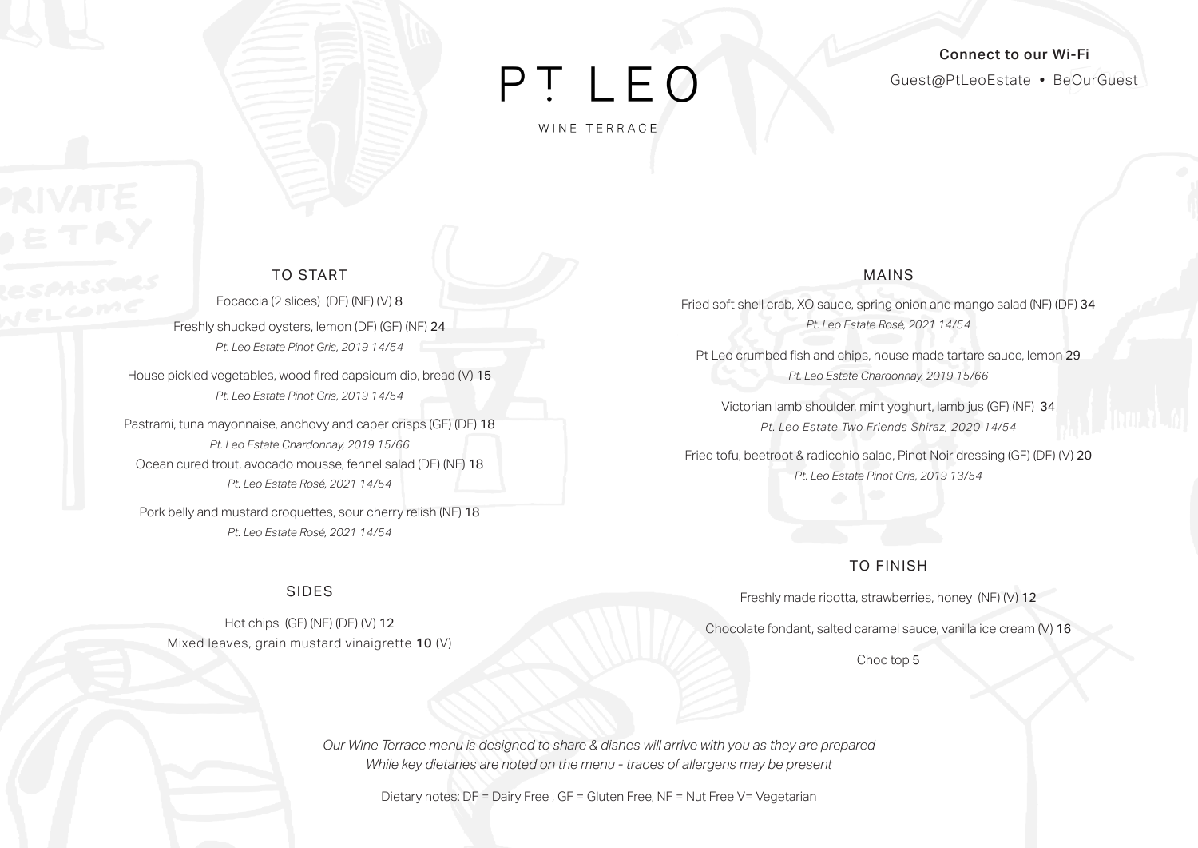# PT LEO

WINE TERRACE

**Connect to our Wi-Fi**

Guest@PtLeoEstate • BeOurGuest

## TO START

Focaccia (2 slices) (DF) (NF) (V) 8

Freshly shucked oysters, lemon (DF) (GF) (NF) 24
*Pt. Leo Estate Pinot Gris, 2019 14/54*

House pickled vegetables, wood fired capsicum dip, bread (V) 15
*Pt. Leo Estate Pinot Gris, 2019 14/54*

Pastrami, tuna mayonnaise, anchovy and caper crisps (GF) (DF) 18
*Pt. Leo Estate Chardonnay, 2019 15/66*

Ocean cured trout, avocado mousse, fennel salad (DF) (NF) 18
*Pt. Leo Estate Rosé, 2021 14/54*

Pork belly and mustard croquettes, sour cherry relish (NF) 18
*Pt. Leo Estate Rosé, 2021 14/54*

## SIDES

Hot chips (GF) (NF) (DF) (V) 12

Mixed leaves, grain mustard vinaigrette 10 (V)

## MAINS

Fried soft shell crab, XO sauce, spring onion and mango salad (NF) (DF) 34
*Pt. Leo Estate Rosé, 2021 14/54*

Pt Leo crumbed fish and chips, house made tartare sauce, lemon 29
*Pt. Leo Estate Chardonnay, 2019 15/66*

Victorian lamb shoulder, mint yoghurt, lamb jus (GF) (NF) 34
*Pt. Leo Estate Two Friends Shiraz, 2020 14/54*

Fried tofu, beetroot & radicchio salad, Pinot Noir dressing (GF) (DF) (V) 20
*Pt. Leo Estate Pinot Gris, 2019 13/54*

## TO FINISH

Freshly made ricotta, strawberries, honey (NF) (V) 12

Chocolate fondant, salted caramel sauce, vanilla ice cream (V) 16

Choc top 5

*Our Wine Terrace menu is designed to share & dishes will arrive with you as they are prepared*
*While key dietaries are noted on the menu - traces of allergens may be present*

Dietary notes: DF = Dairy Free , GF = Gluten Free, NF = Nut Free V= Vegetarian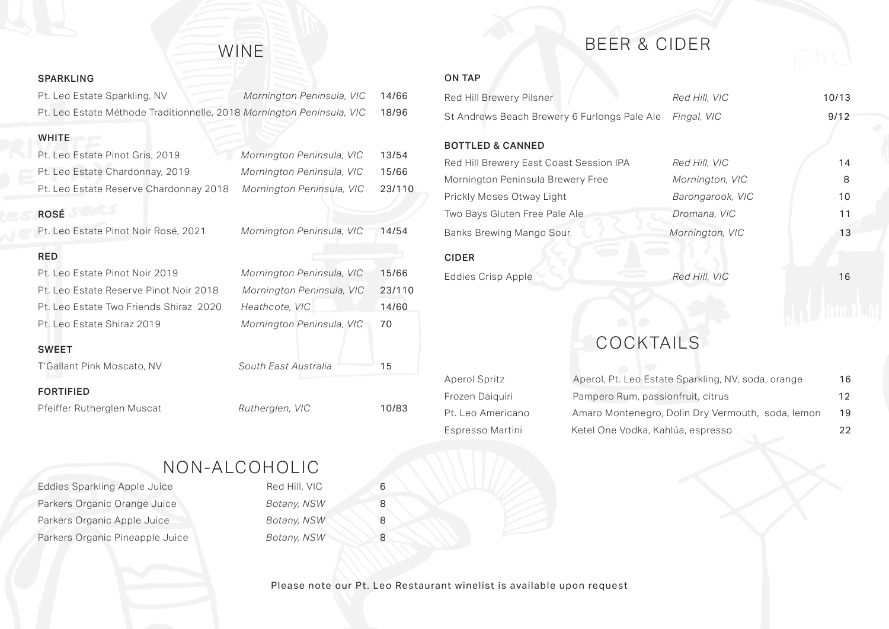# WINE

## SPARKLING

| | | |
|---|---|---|
| Pt. Leo Estate Sparkling, NV | *Mornington Peninsula, VIC* | 14/66 |
| Pt. Leo Estate Méthode Traditionnelle, 2018 | *Mornington Peninsula, VIC* | 18/96 |

## WHITE

| | | |
|---|---|---|
| Pt. Leo Estate Pinot Gris, 2019 | *Mornington Peninsula, VIC* | 13/54 |
| Pt. Leo Estate Chardonnay, 2019 | *Mornington Peninsula, VIC* | 15/66 |
| Pt. Leo Estate Reserve Chardonnay 2018 | *Mornington Peninsula, VIC* | 23/110 |

## ROSÉ

| | | |
|---|---|---|
| Pt. Leo Estate Pinot Noir Rosé, 2021 | *Mornington Peninsula, VIC* | 14/54 |

## RED

| | | |
|---|---|---|
| Pt. Leo Estate Pinot Noir 2019 | *Mornington Peninsula, VIC* | 15/66 |
| Pt. Leo Estate Reserve Pinot Noir 2018 | *Mornington Peninsula, VIC* | 23/110 |
| Pt. Leo Estate Two Friends Shiraz 2020 | *Heathcote, VIC* | 14/60 |
| Pt. Leo Estate Shiraz 2019 | *Mornington Peninsula, VIC* | 70 |

## SWEET

| | | |
|---|---|---|
| T'Gallant Pink Moscato, NV | *South East Australia* | 15 |

## FORTIFIED

| | | |
|---|---|---|
| Pfeiffer Rutherglen Muscat | *Rutherglen, VIC* | 10/83 |

# NON-ALCOHOLIC

| | | |
|---|---|---|
| Eddies Sparkling Apple Juice | Red Hill, VIC | 6 |
| Parkers Organic Orange Juice | *Botany, NSW* | 8 |
| Parkers Organic Apple Juice | *Botany, NSW* | 8 |
| Parkers Organic Pineapple Juice | *Botany, NSW* | 8 |

# BEER & CIDER

## ON TAP

| | | |
|---|---|---|
| Red Hill Brewery Pilsner | *Red Hill, VIC* | 10/13 |
| St Andrews Beach Brewery 6 Furlongs Pale Ale | *Fingal, VIC* | 9/12 |

## BOTTLED & CANNED

| | | |
|---|---|---|
| Red Hill Brewery East Coast Session IPA | *Red Hill, VIC* | 14 |
| Mornington Peninsula Brewery Free | *Mornington, VIC* | 8 |
| Prickly Moses Otway Light | *Barongarook, VIC* | 10 |
| Two Bays Gluten Free Pale Ale | *Dromana, VIC* | 11 |
| Banks Brewing Mango Sour | *Mornington, VIC* | 13 |

## CIDER

| | | |
|---|---|---|
| Eddies Crisp Apple | *Red Hill, VIC* | 16 |

# COCKTAILS

| | | |
|---|---|---|
| Aperol Spritz | Aperol, Pt. Leo Estate Sparkling, NV, soda, orange | 16 |
| Frozen Daiquiri | Pampero Rum, passionfruit, citrus | 12 |
| Pt. Leo Americano | Amaro Montenegro, Dolin Dry Vermouth, soda, lemon | 19 |
| Espresso Martini | Ketel One Vodka, Kahlúa, espresso | 22 |

Please note our Pt. Leo Restaurant winelist is available upon request